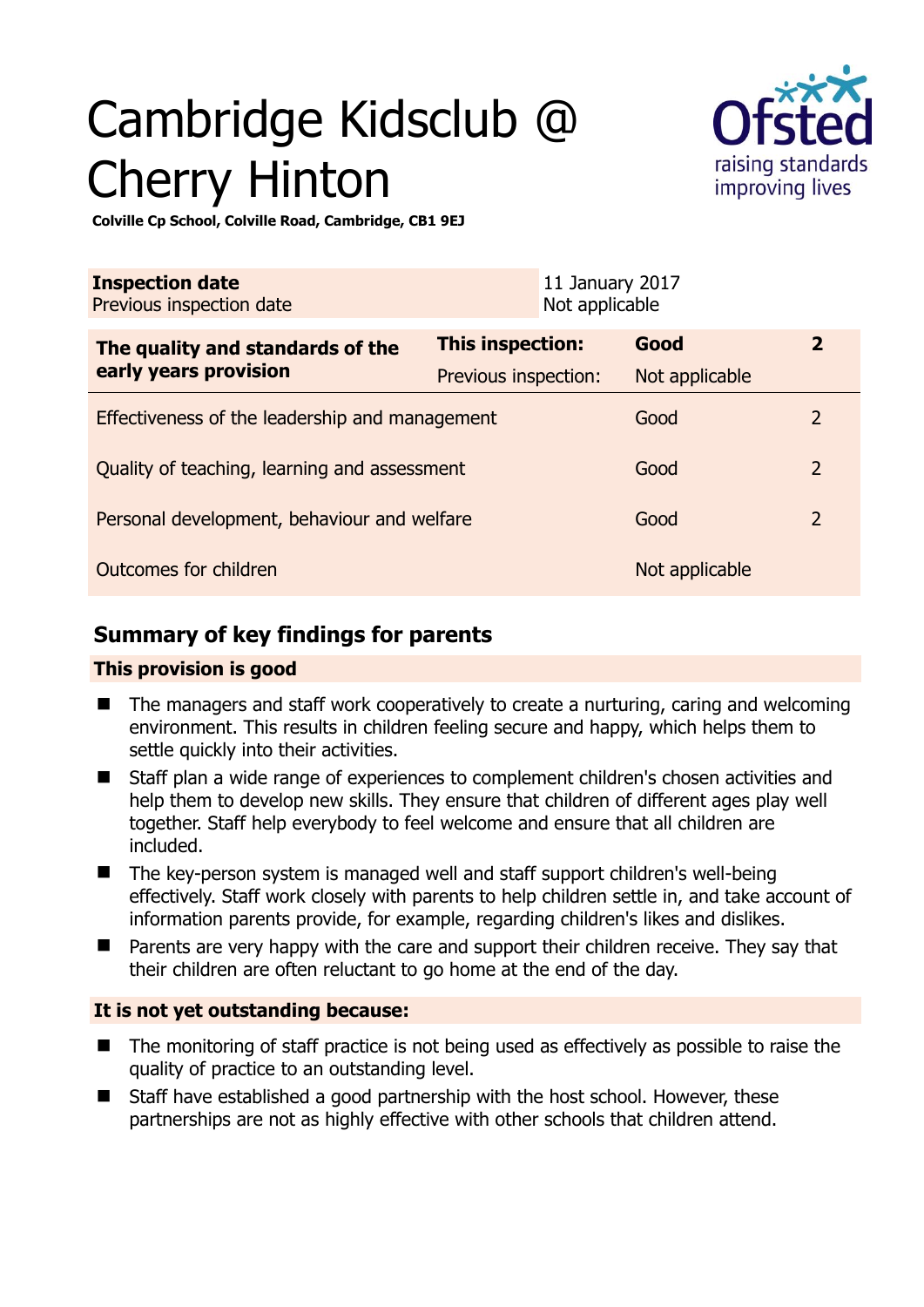# Cambridge Kidsclub @ Cherry Hinton

**Colville Cp School, Colville Road, Cambridge, CB1 9EJ**

| **Inspection date** | 11 January 2017 |
|---|---|
| Previous inspection date | Not applicable |

| **The quality and standards of the early years provision** | **This inspection:** | **Good** | **2** |
|---|---|---|---|
| | Previous inspection: | Not applicable | |
| Effectiveness of the leadership and management | | Good | 2 |
| Quality of teaching, learning and assessment | | Good | 2 |
| Personal development, behaviour and welfare | | Good | 2 |
| Outcomes for children | | Not applicable | |

## Summary of key findings for parents

### This provision is good

- The managers and staff work cooperatively to create a nurturing, caring and welcoming environment. This results in children feeling secure and happy, which helps them to settle quickly into their activities.
- Staff plan a wide range of experiences to complement children's chosen activities and help them to develop new skills. They ensure that children of different ages play well together. Staff help everybody to feel welcome and ensure that all children are included.
- The key-person system is managed well and staff support children's well-being effectively. Staff work closely with parents to help children settle in, and take account of information parents provide, for example, regarding children's likes and dislikes.
- Parents are very happy with the care and support their children receive. They say that their children are often reluctant to go home at the end of the day.

### It is not yet outstanding because:

- The monitoring of staff practice is not being used as effectively as possible to raise the quality of practice to an outstanding level.
- Staff have established a good partnership with the host school. However, these partnerships are not as highly effective with other schools that children attend.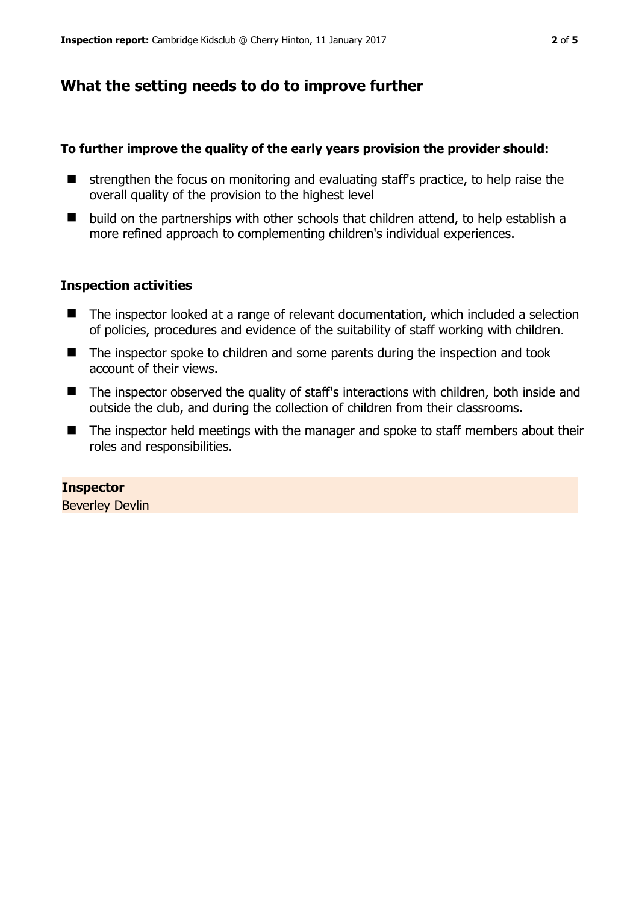## What the setting needs to do to improve further

**To further improve the quality of the early years provision the provider should:**

- strengthen the focus on monitoring and evaluating staff's practice, to help raise the overall quality of the provision to the highest level
- build on the partnerships with other schools that children attend, to help establish a more refined approach to complementing children's individual experiences.

### Inspection activities

- The inspector looked at a range of relevant documentation, which included a selection of policies, procedures and evidence of the suitability of staff working with children.
- The inspector spoke to children and some parents during the inspection and took account of their views.
- The inspector observed the quality of staff's interactions with children, both inside and outside the club, and during the collection of children from their classrooms.
- The inspector held meetings with the manager and spoke to staff members about their roles and responsibilities.

**Inspector**

Beverley Devlin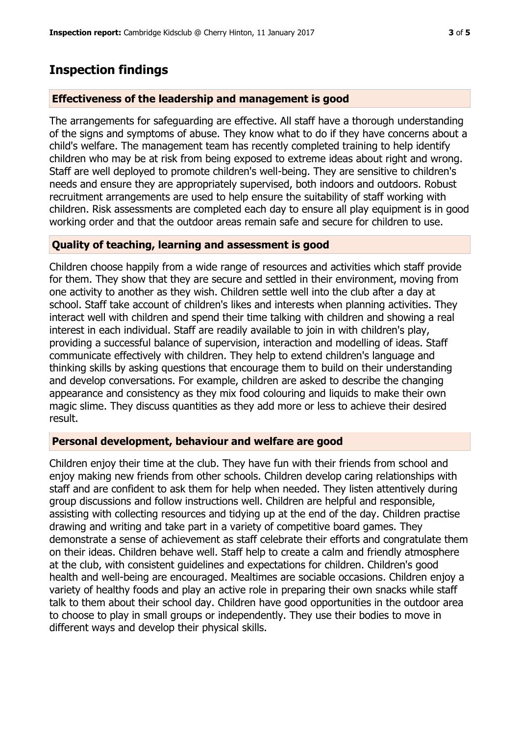## Inspection findings

### Effectiveness of the leadership and management is good

The arrangements for safeguarding are effective. All staff have a thorough understanding of the signs and symptoms of abuse. They know what to do if they have concerns about a child's welfare. The management team has recently completed training to help identify children who may be at risk from being exposed to extreme ideas about right and wrong. Staff are well deployed to promote children's well-being. They are sensitive to children's needs and ensure they are appropriately supervised, both indoors and outdoors. Robust recruitment arrangements are used to help ensure the suitability of staff working with children. Risk assessments are completed each day to ensure all play equipment is in good working order and that the outdoor areas remain safe and secure for children to use.

### Quality of teaching, learning and assessment is good

Children choose happily from a wide range of resources and activities which staff provide for them. They show that they are secure and settled in their environment, moving from one activity to another as they wish. Children settle well into the club after a day at school. Staff take account of children's likes and interests when planning activities. They interact well with children and spend their time talking with children and showing a real interest in each individual. Staff are readily available to join in with children's play, providing a successful balance of supervision, interaction and modelling of ideas. Staff communicate effectively with children. They help to extend children's language and thinking skills by asking questions that encourage them to build on their understanding and develop conversations. For example, children are asked to describe the changing appearance and consistency as they mix food colouring and liquids to make their own magic slime. They discuss quantities as they add more or less to achieve their desired result.

### Personal development, behaviour and welfare are good

Children enjoy their time at the club. They have fun with their friends from school and enjoy making new friends from other schools. Children develop caring relationships with staff and are confident to ask them for help when needed. They listen attentively during group discussions and follow instructions well. Children are helpful and responsible, assisting with collecting resources and tidying up at the end of the day. Children practise drawing and writing and take part in a variety of competitive board games. They demonstrate a sense of achievement as staff celebrate their efforts and congratulate them on their ideas. Children behave well. Staff help to create a calm and friendly atmosphere at the club, with consistent guidelines and expectations for children. Children's good health and well-being are encouraged. Mealtimes are sociable occasions. Children enjoy a variety of healthy foods and play an active role in preparing their own snacks while staff talk to them about their school day. Children have good opportunities in the outdoor area to choose to play in small groups or independently. They use their bodies to move in different ways and develop their physical skills.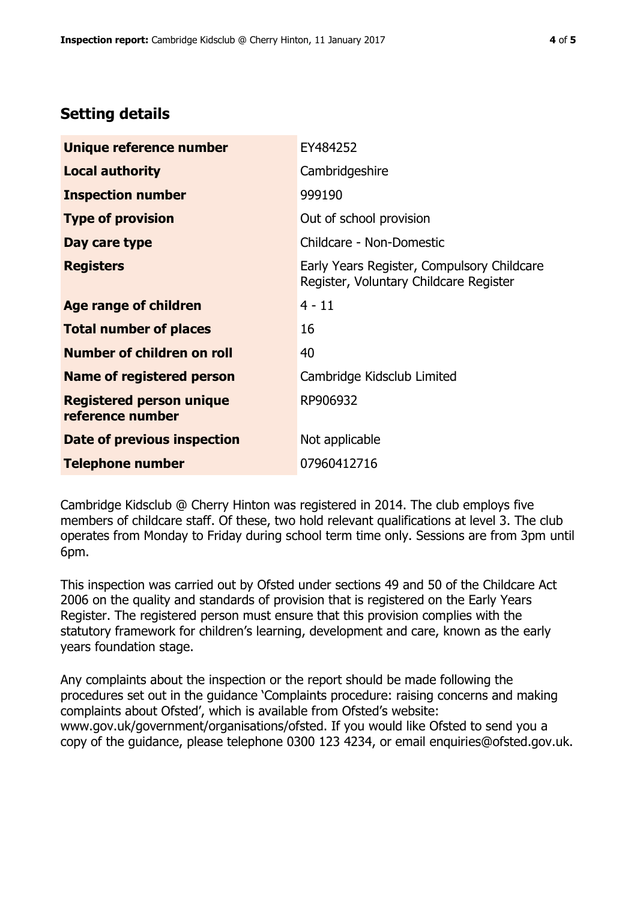## Setting details

| | |
|---|---|
| **Unique reference number** | EY484252 |
| **Local authority** | Cambridgeshire |
| **Inspection number** | 999190 |
| **Type of provision** | Out of school provision |
| **Day care type** | Childcare - Non-Domestic |
| **Registers** | Early Years Register, Compulsory Childcare Register, Voluntary Childcare Register |
| **Age range of children** | 4 - 11 |
| **Total number of places** | 16 |
| **Number of children on roll** | 40 |
| **Name of registered person** | Cambridge Kidsclub Limited |
| **Registered person unique reference number** | RP906932 |
| **Date of previous inspection** | Not applicable |
| **Telephone number** | 07960412716 |

Cambridge Kidsclub @ Cherry Hinton was registered in 2014. The club employs five members of childcare staff. Of these, two hold relevant qualifications at level 3. The club operates from Monday to Friday during school term time only. Sessions are from 3pm until 6pm.

This inspection was carried out by Ofsted under sections 49 and 50 of the Childcare Act 2006 on the quality and standards of provision that is registered on the Early Years Register. The registered person must ensure that this provision complies with the statutory framework for children's learning, development and care, known as the early years foundation stage.

Any complaints about the inspection or the report should be made following the procedures set out in the guidance 'Complaints procedure: raising concerns and making complaints about Ofsted', which is available from Ofsted's website: www.gov.uk/government/organisations/ofsted. If you would like Ofsted to send you a copy of the guidance, please telephone 0300 123 4234, or email enquiries@ofsted.gov.uk.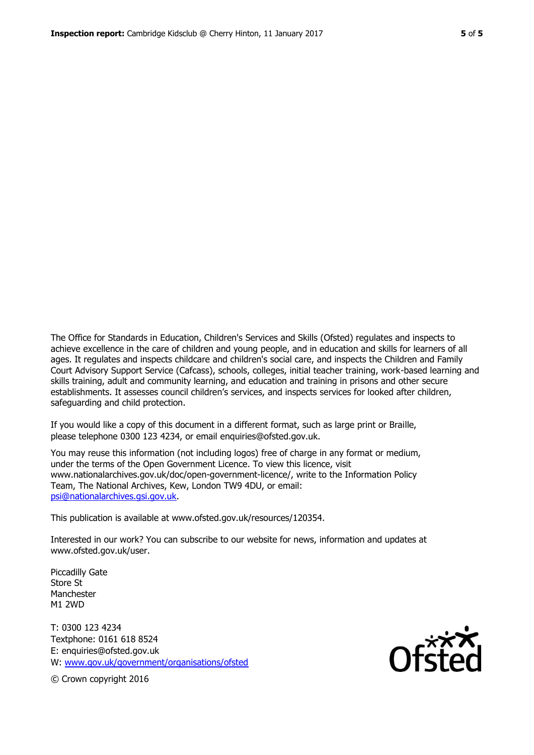The Office for Standards in Education, Children's Services and Skills (Ofsted) regulates and inspects to achieve excellence in the care of children and young people, and in education and skills for learners of all ages. It regulates and inspects childcare and children's social care, and inspects the Children and Family Court Advisory Support Service (Cafcass), schools, colleges, initial teacher training, work-based learning and skills training, adult and community learning, and education and training in prisons and other secure establishments. It assesses council children's services, and inspects services for looked after children, safeguarding and child protection.

If you would like a copy of this document in a different format, such as large print or Braille, please telephone 0300 123 4234, or email enquiries@ofsted.gov.uk.

You may reuse this information (not including logos) free of charge in any format or medium, under the terms of the Open Government Licence. To view this licence, visit www.nationalarchives.gov.uk/doc/open-government-licence/, write to the Information Policy Team, The National Archives, Kew, London TW9 4DU, or email: psi@nationalarchives.gsi.gov.uk.

This publication is available at www.ofsted.gov.uk/resources/120354.

Interested in our work? You can subscribe to our website for news, information and updates at www.ofsted.gov.uk/user.

Piccadilly Gate
Store St
Manchester
M1 2WD

T: 0300 123 4234
Textphone: 0161 618 8524
E: enquiries@ofsted.gov.uk
W: www.gov.uk/government/organisations/ofsted

© Crown copyright 2016